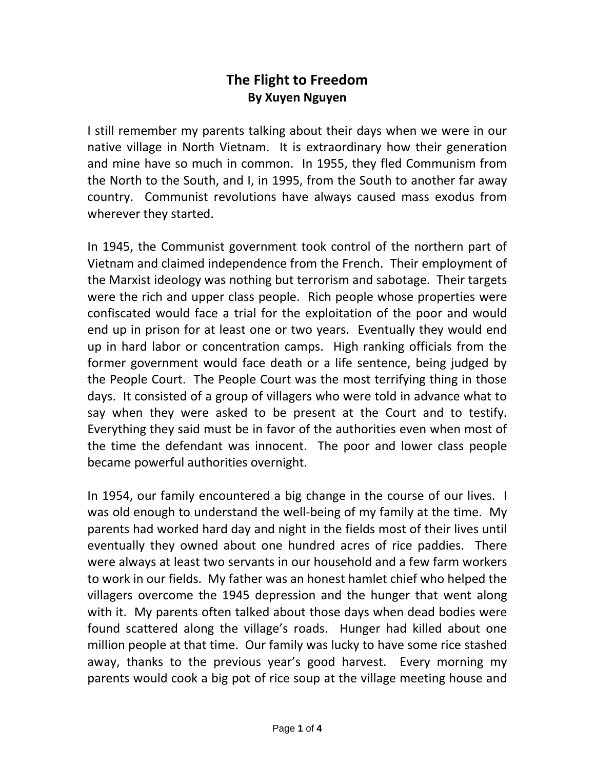# The Flight to Freedom

**By Xuyen Nguyen**

I still remember my parents talking about their days when we were in our native village in North Vietnam. It is extraordinary how their generation and mine have so much in common. In 1955, they fled Communism from the North to the South, and I, in 1995, from the South to another far away country. Communist revolutions have always caused mass exodus from wherever they started.

In 1945, the Communist government took control of the northern part of Vietnam and claimed independence from the French. Their employment of the Marxist ideology was nothing but terrorism and sabotage. Their targets were the rich and upper class people. Rich people whose properties were confiscated would face a trial for the exploitation of the poor and would end up in prison for at least one or two years. Eventually they would end up in hard labor or concentration camps. High ranking officials from the former government would face death or a life sentence, being judged by the People Court. The People Court was the most terrifying thing in those days. It consisted of a group of villagers who were told in advance what to say when they were asked to be present at the Court and to testify. Everything they said must be in favor of the authorities even when most of the time the defendant was innocent. The poor and lower class people became powerful authorities overnight.

In 1954, our family encountered a big change in the course of our lives. I was old enough to understand the well-being of my family at the time. My parents had worked hard day and night in the fields most of their lives until eventually they owned about one hundred acres of rice paddies. There were always at least two servants in our household and a few farm workers to work in our fields. My father was an honest hamlet chief who helped the villagers overcome the 1945 depression and the hunger that went along with it. My parents often talked about those days when dead bodies were found scattered along the village's roads. Hunger had killed about one million people at that time. Our family was lucky to have some rice stashed away, thanks to the previous year's good harvest. Every morning my parents would cook a big pot of rice soup at the village meeting house and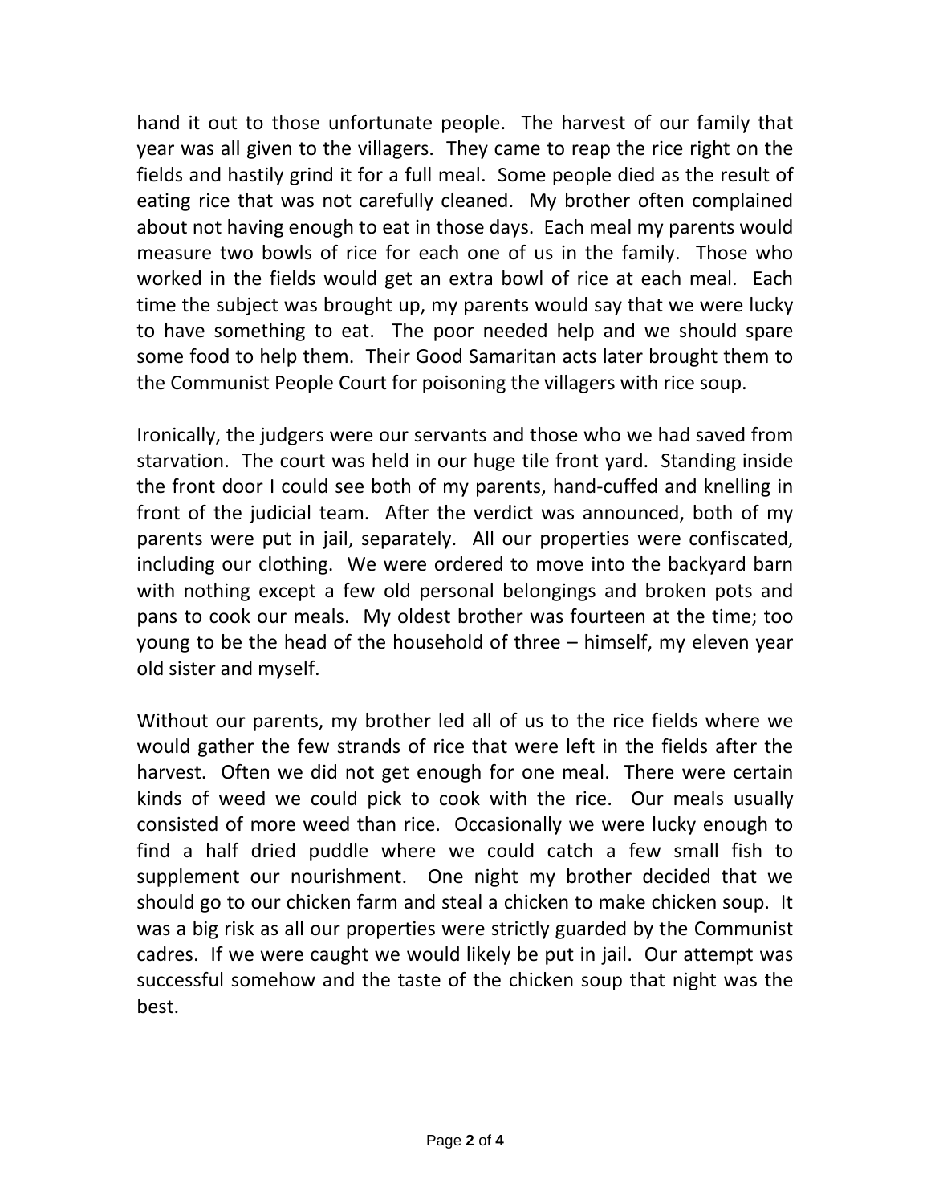hand it out to those unfortunate people. The harvest of our family that year was all given to the villagers. They came to reap the rice right on the fields and hastily grind it for a full meal. Some people died as the result of eating rice that was not carefully cleaned. My brother often complained about not having enough to eat in those days. Each meal my parents would measure two bowls of rice for each one of us in the family. Those who worked in the fields would get an extra bowl of rice at each meal. Each time the subject was brought up, my parents would say that we were lucky to have something to eat. The poor needed help and we should spare some food to help them. Their Good Samaritan acts later brought them to the Communist People Court for poisoning the villagers with rice soup.

Ironically, the judgers were our servants and those who we had saved from starvation. The court was held in our huge tile front yard. Standing inside the front door I could see both of my parents, hand-cuffed and knelling in front of the judicial team. After the verdict was announced, both of my parents were put in jail, separately. All our properties were confiscated, including our clothing. We were ordered to move into the backyard barn with nothing except a few old personal belongings and broken pots and pans to cook our meals. My oldest brother was fourteen at the time; too young to be the head of the household of three – himself, my eleven year old sister and myself.

Without our parents, my brother led all of us to the rice fields where we would gather the few strands of rice that were left in the fields after the harvest. Often we did not get enough for one meal. There were certain kinds of weed we could pick to cook with the rice. Our meals usually consisted of more weed than rice. Occasionally we were lucky enough to find a half dried puddle where we could catch a few small fish to supplement our nourishment. One night my brother decided that we should go to our chicken farm and steal a chicken to make chicken soup. It was a big risk as all our properties were strictly guarded by the Communist cadres. If we were caught we would likely be put in jail. Our attempt was successful somehow and the taste of the chicken soup that night was the best.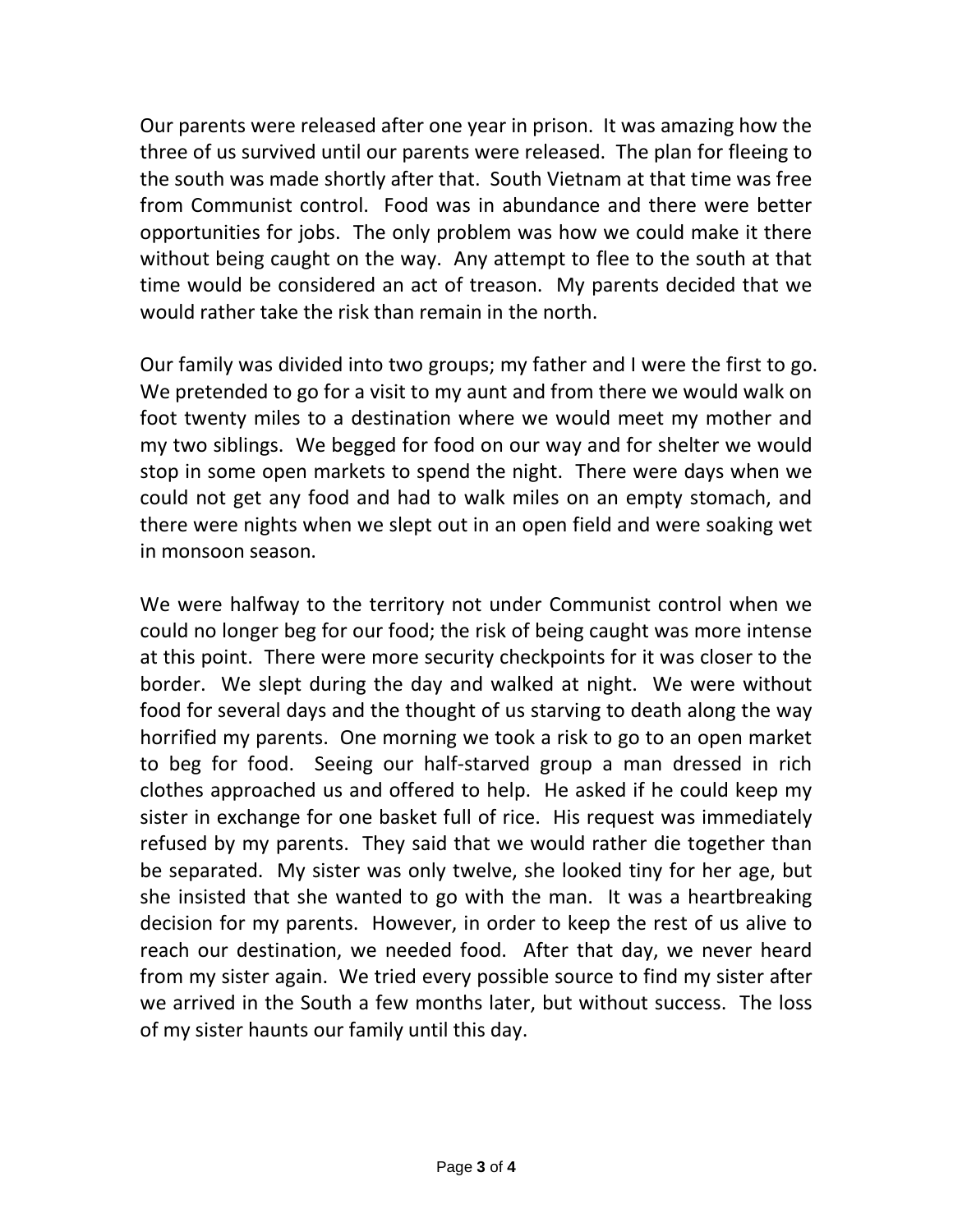Our parents were released after one year in prison. It was amazing how the three of us survived until our parents were released. The plan for fleeing to the south was made shortly after that. South Vietnam at that time was free from Communist control. Food was in abundance and there were better opportunities for jobs. The only problem was how we could make it there without being caught on the way. Any attempt to flee to the south at that time would be considered an act of treason. My parents decided that we would rather take the risk than remain in the north.

Our family was divided into two groups; my father and I were the first to go. We pretended to go for a visit to my aunt and from there we would walk on foot twenty miles to a destination where we would meet my mother and my two siblings. We begged for food on our way and for shelter we would stop in some open markets to spend the night. There were days when we could not get any food and had to walk miles on an empty stomach, and there were nights when we slept out in an open field and were soaking wet in monsoon season.

We were halfway to the territory not under Communist control when we could no longer beg for our food; the risk of being caught was more intense at this point. There were more security checkpoints for it was closer to the border. We slept during the day and walked at night. We were without food for several days and the thought of us starving to death along the way horrified my parents. One morning we took a risk to go to an open market to beg for food. Seeing our half-starved group a man dressed in rich clothes approached us and offered to help. He asked if he could keep my sister in exchange for one basket full of rice. His request was immediately refused by my parents. They said that we would rather die together than be separated. My sister was only twelve, she looked tiny for her age, but she insisted that she wanted to go with the man. It was a heartbreaking decision for my parents. However, in order to keep the rest of us alive to reach our destination, we needed food. After that day, we never heard from my sister again. We tried every possible source to find my sister after we arrived in the South a few months later, but without success. The loss of my sister haunts our family until this day.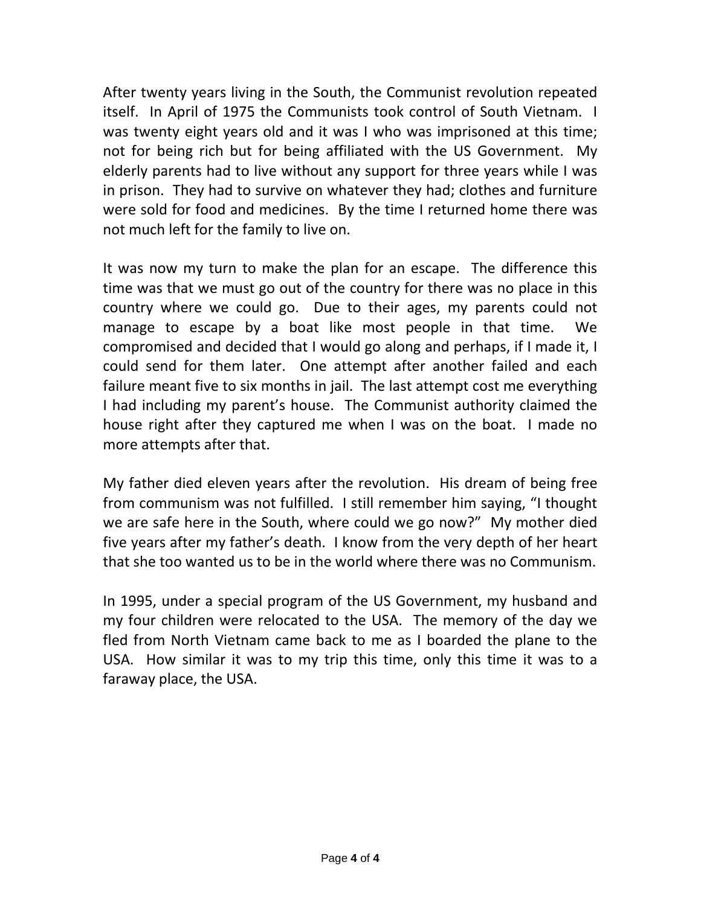After twenty years living in the South, the Communist revolution repeated itself. In April of 1975 the Communists took control of South Vietnam. I was twenty eight years old and it was I who was imprisoned at this time; not for being rich but for being affiliated with the US Government. My elderly parents had to live without any support for three years while I was in prison. They had to survive on whatever they had; clothes and furniture were sold for food and medicines. By the time I returned home there was not much left for the family to live on.

It was now my turn to make the plan for an escape. The difference this time was that we must go out of the country for there was no place in this country where we could go. Due to their ages, my parents could not manage to escape by a boat like most people in that time. We compromised and decided that I would go along and perhaps, if I made it, I could send for them later. One attempt after another failed and each failure meant five to six months in jail. The last attempt cost me everything I had including my parent's house. The Communist authority claimed the house right after they captured me when I was on the boat. I made no more attempts after that.

My father died eleven years after the revolution. His dream of being free from communism was not fulfilled. I still remember him saying, "I thought we are safe here in the South, where could we go now?" My mother died five years after my father's death. I know from the very depth of her heart that she too wanted us to be in the world where there was no Communism.

In 1995, under a special program of the US Government, my husband and my four children were relocated to the USA. The memory of the day we fled from North Vietnam came back to me as I boarded the plane to the USA. How similar it was to my trip this time, only this time it was to a faraway place, the USA.